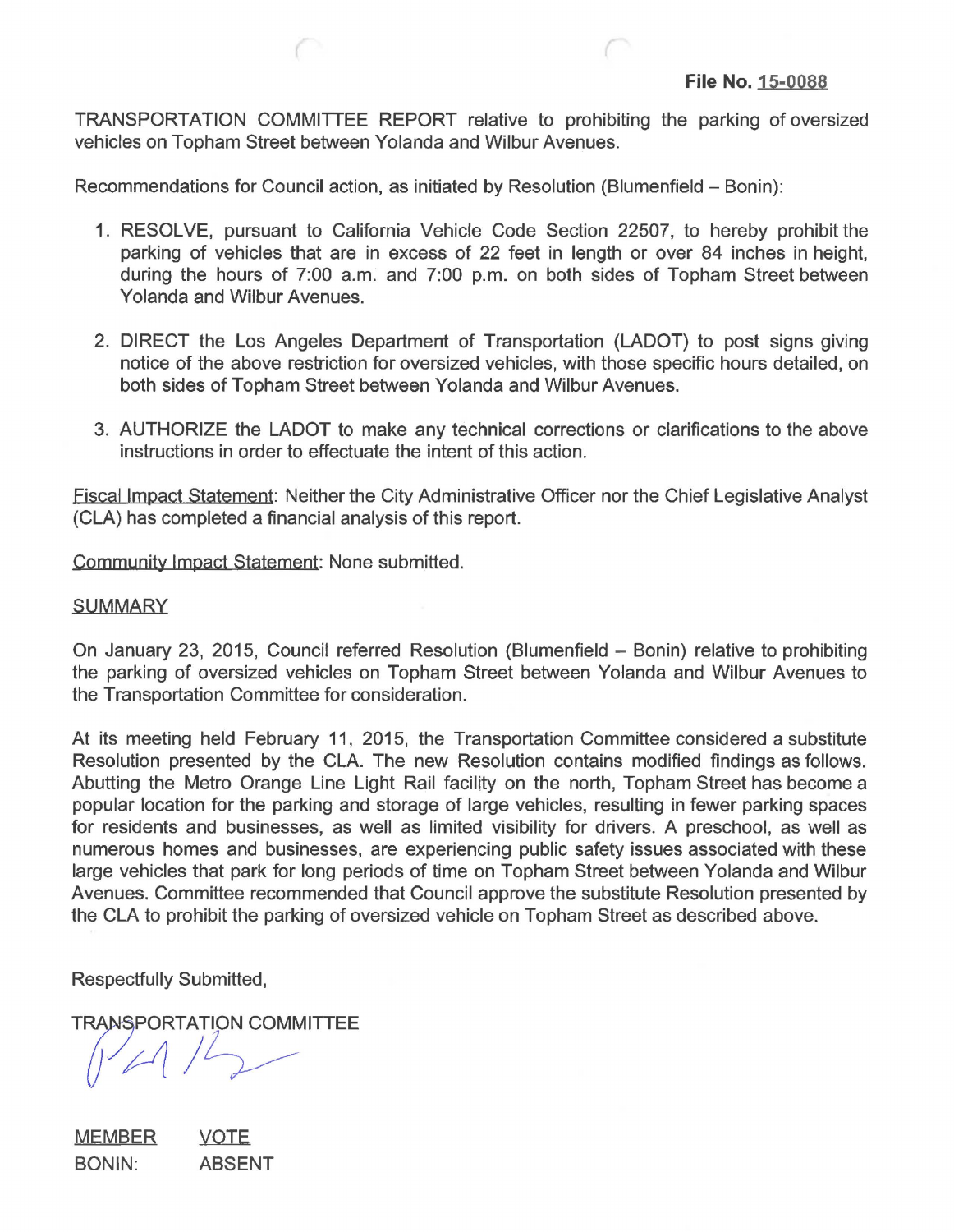**File No. 15-0088**

TRANSPORTATION COMMITTEE REPORT relative to prohibiting the parking of oversized vehicles on Topham Street between Yolanda and Wilbur Avenues.

Recommendations for Council action, as initiated by Resolution (Blumenfield – Bonin):

1. RESOLVE, pursuant to California Vehicle Code Section 22507, to hereby prohibit the parking of vehicles that are in excess of 22 feet in length or over 84 inches in height, during the hours of 7:00 a.m. and 7:00 p.m. on both sides of Topham Street between Yolanda and Wilbur Avenues.

2. DIRECT the Los Angeles Department of Transportation (LADOT) to post signs giving notice of the above restriction for oversized vehicles, with those specific hours detailed, on both sides of Topham Street between Yolanda and Wilbur Avenues.

3. AUTHORIZE the LADOT to make any technical corrections or clarifications to the above instructions in order to effectuate the intent of this action.

Fiscal Impact Statement: Neither the City Administrative Officer nor the Chief Legislative Analyst (CLA) has completed a financial analysis of this report.

Community Impact Statement: None submitted.

SUMMARY

On January 23, 2015, Council referred Resolution (Blumenfield – Bonin) relative to prohibiting the parking of oversized vehicles on Topham Street between Yolanda and Wilbur Avenues to the Transportation Committee for consideration.

At its meeting held February 11, 2015, the Transportation Committee considered a substitute Resolution presented by the CLA. The new Resolution contains modified findings as follows. Abutting the Metro Orange Line Light Rail facility on the north, Topham Street has become a popular location for the parking and storage of large vehicles, resulting in fewer parking spaces for residents and businesses, as well as limited visibility for drivers. A preschool, as well as numerous homes and businesses, are experiencing public safety issues associated with these large vehicles that park for long periods of time on Topham Street between Yolanda and Wilbur Avenues. Committee recommended that Council approve the substitute Resolution presented by the CLA to prohibit the parking of oversized vehicle on Topham Street as described above.

Respectfully Submitted,

TRANSPORTATION COMMITTEE

| MEMBER | VOTE |
|---|---|
| BONIN: | ABSENT |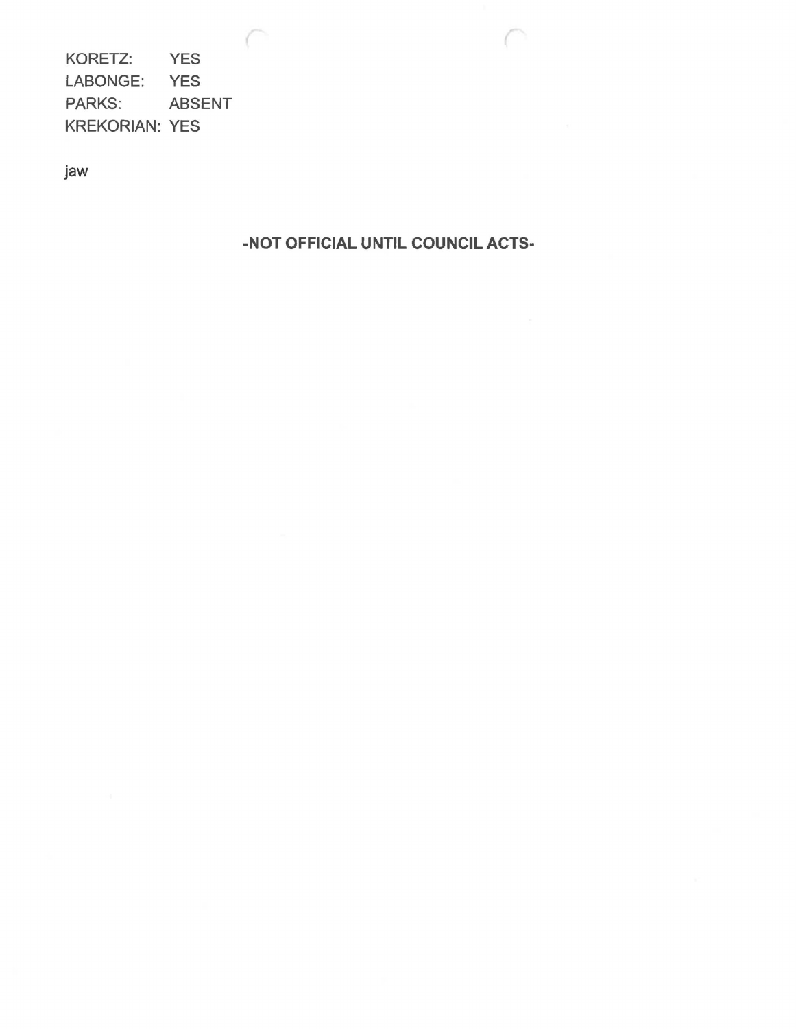KORETZ: YES
LABONGE: YES
PARKS: ABSENT
KREKORIAN: YES

jaw

**-NOT OFFICIAL UNTIL COUNCIL ACTS-**